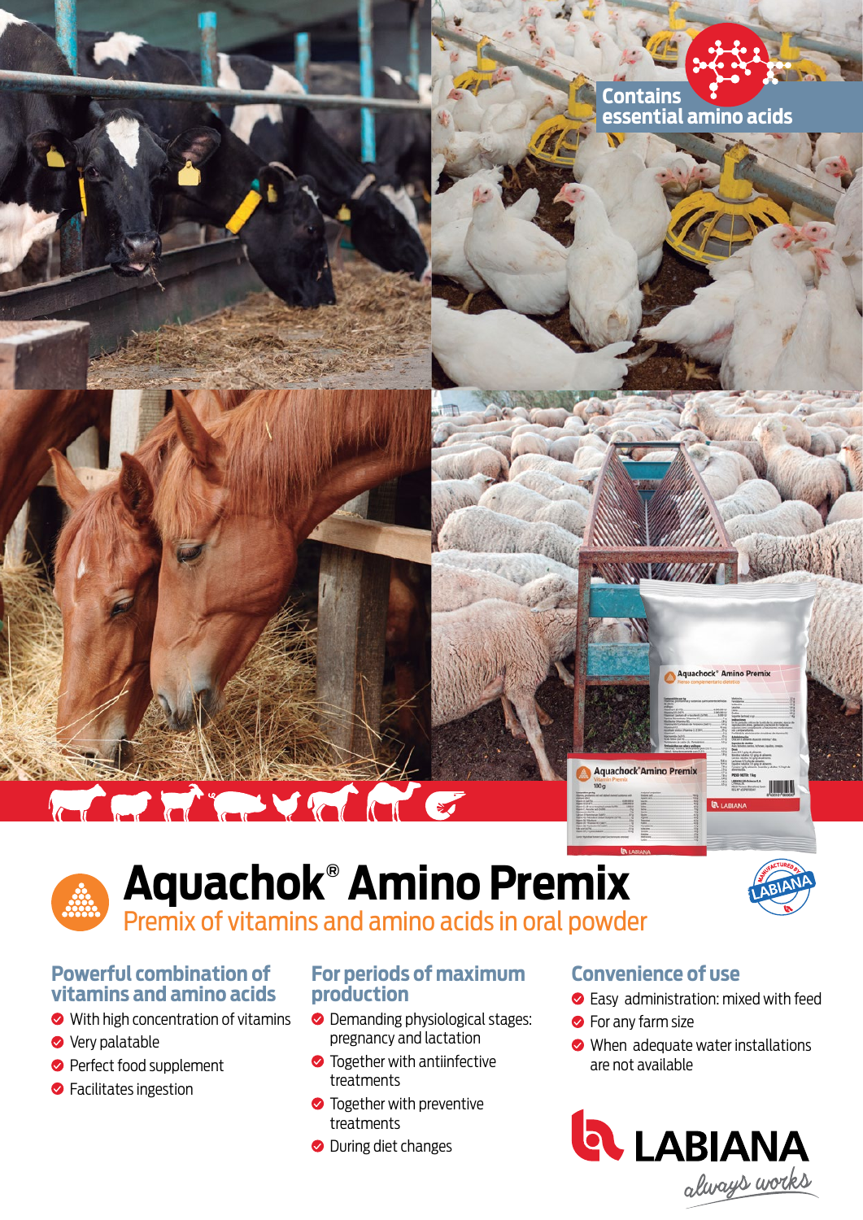Contains essential amino acids

# Aquachok® Amino Premix

Premix of vitamins and amino acids in oral powder

### Powerful combination of vitamins and amino acids

- With high concentration of vitamins
- Very palatable
- Perfect food supplement
- Facilitates ingestion

### For periods of maximum production

- Demanding physiological stages: pregnancy and lactation
- Together with antiinfective treatments
- Together with preventive treatments
- During diet changes

### Convenience of use

- Easy administration: mixed with feed
- For any farm size
- When adequate water installations are not available

LABIANA

always works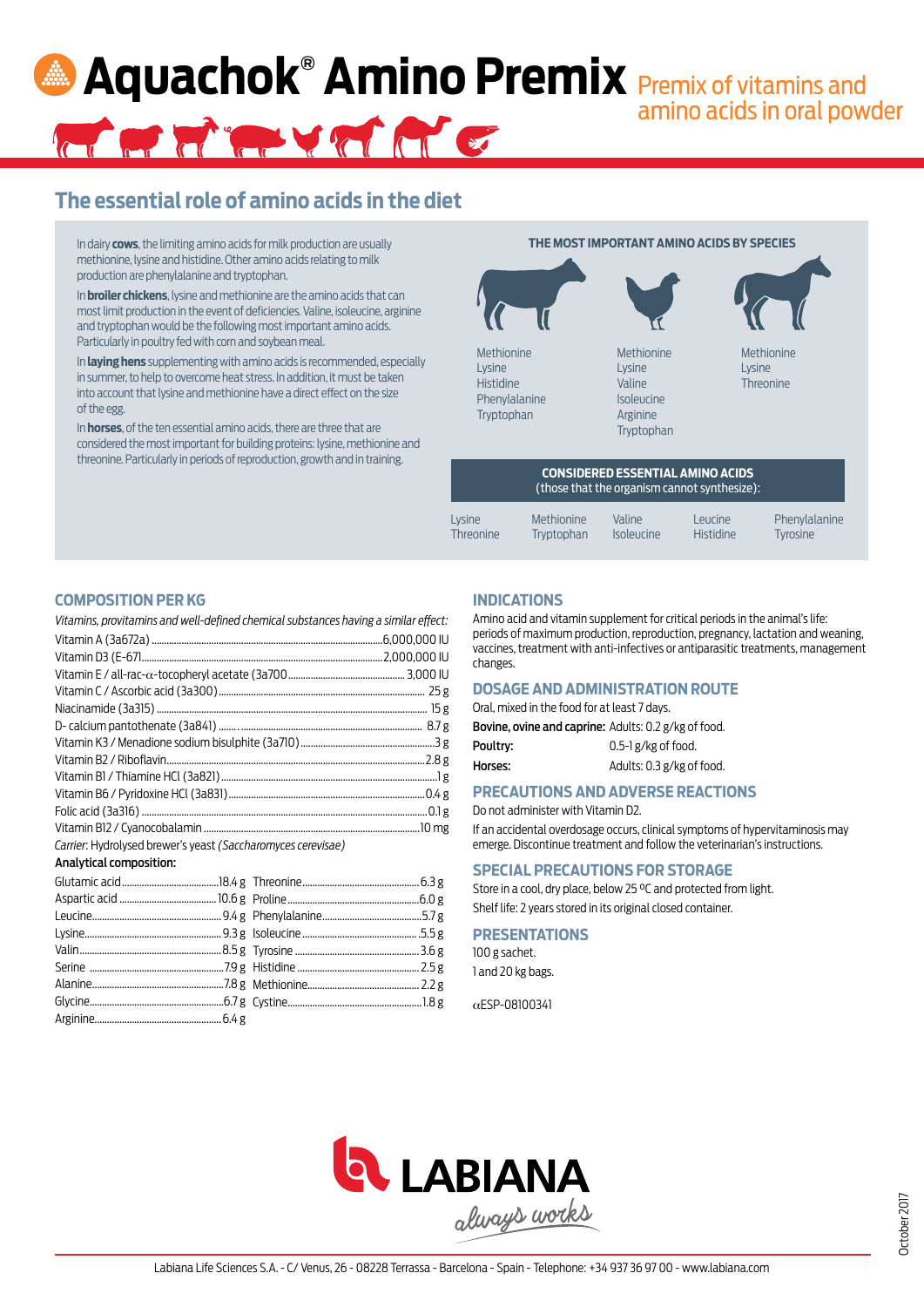# Aquachok® Amino Premix

Premix of vitamins and amino acids in oral powder

## The essential role of amino acids in the diet

In dairy **cows**, the limiting amino acids for milk production are usually methionine, lysine and histidine. Other amino acids relating to milk production are phenylalanine and tryptophan.

In **broiler chickens**, lysine and methionine are the amino acids that can most limit production in the event of deficiencies. Valine, isoleucine, arginine and tryptophan would be the following most important amino acids. Particularly in poultry fed with corn and soybean meal.

In **laying hens** supplementing with amino acids is recommended, especially in summer, to help to overcome heat stress. In addition, it must be taken into account that lysine and methionine have a direct effect on the size of the egg.

In **horses**, of the ten essential amino acids, there are three that are considered the most important for building proteins: lysine, methionine and threonine. Particularly in periods of reproduction, growth and in training.

**THE MOST IMPORTANT AMINO ACIDS BY SPECIES**

| Cow | Chicken | Horse |
|---|---|---|
| Methionine | Methionine | Methionine |
| Lysine | Lysine | Lysine |
| Histidine | Valine | Threonine |
| Phenylalanine | Isoleucine | |
| Tryptophan | Arginine | |
| | Tryptophan | |

**CONSIDERED ESSENTIAL AMINO ACIDS**
(those that the organism cannot synthesize):

Lysine, Threonine, Methionine, Tryptophan, Valine, Isoleucine, Leucine, Histidine, Phenylalanine, Tyrosine

### COMPOSITION PER KG

*Vitamins, provitamins and well-defined chemical substances having a similar effect:*

| | |
|---|---|
| Vitamin A (3a672a) | 6,000,000 IU |
| Vitamin D3 (E-671) | 2,000,000 IU |
| Vitamin E / all-rac-α-tocopheryl acetate (3a700) | 3,000 IU |
| Vitamin C / Ascorbic acid (3a300) | 25 g |
| Niacinamide (3a315) | 15 g |
| D- calcium pantothenate (3a841) | 8.7 g |
| Vitamin K3 / Menadione sodium bisulphite (3a710) | 3 g |
| Vitamin B2 / Riboflavin | 2.8 g |
| Vitamin B1 / Thiamine HCl (3a821) | 1 g |
| Vitamin B6 / Pyridoxine HCl (3a831) | 0.4 g |
| Folic acid (3a316) | 0.1 g |
| Vitamin B12 / Cyanocobalamin | 10 mg |

*Carrier:* Hydrolysed brewer's yeast *(Saccharomyces cerevisae)*

**Analytical composition:**

| | | | |
|---|---|---|---|
| Glutamic acid | 18.4 g | Threonine | 6.3 g |
| Aspartic acid | 10.6 g | Proline | 6.0 g |
| Leucine | 9.4 g | Phenylalanine | 5.7 g |
| Lysine | 9.3 g | Isoleucine | 5.5 g |
| Valin | 8.5 g | Tyrosine | 3.6 g |
| Serine | 7.9 g | Histidine | 2.5 g |
| Alanine | 7.8 g | Methionine | 2.2 g |
| Glycine | 6.7 g | Cystine | 1.8 g |
| Arginine | 6.4 g | | |

### INDICATIONS

Amino acid and vitamin supplement for critical periods in the animal's life: periods of maximum production, reproduction, pregnancy, lactation and weaning, vaccines, treatment with anti-infectives or antiparasitic treatments, management changes.

### DOSAGE AND ADMINISTRATION ROUTE

Oral, mixed in the food for at least 7 days.

**Bovine, ovine and caprine:** Adults: 0.2 g/kg of food.
**Poultry:** 0.5-1 g/kg of food.
**Horses:** Adults: 0.3 g/kg of food.

### PRECAUTIONS AND ADVERSE REACTIONS

Do not administer with Vitamin D2.

If an accidental overdosage occurs, clinical symptoms of hypervitaminosis may emerge. Discontinue treatment and follow the veterinarian's instructions.

### SPECIAL PRECAUTIONS FOR STORAGE

Store in a cool, dry place, below 25 ºC and protected from light.

Shelf life: 2 years stored in its original closed container.

### PRESENTATIONS

100 g sachet.

1 and 20 kg bags.

αESP-08100341

LABIANA always works

Labiana Life Sciences S.A. - C/ Venus, 26 - 08228 Terrassa - Barcelona - Spain - Telephone: +34 937 36 97 00 - www.labiana.com

October 2017